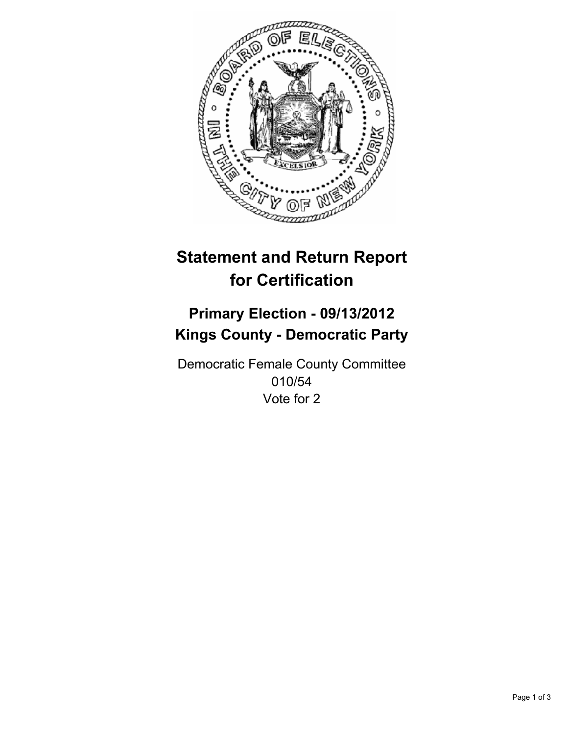# Statement and Return Report for Certification

## Primary Election - 09/13/2012
## Kings County - Democratic Party

Democratic Female County Committee
010/54
Vote for 2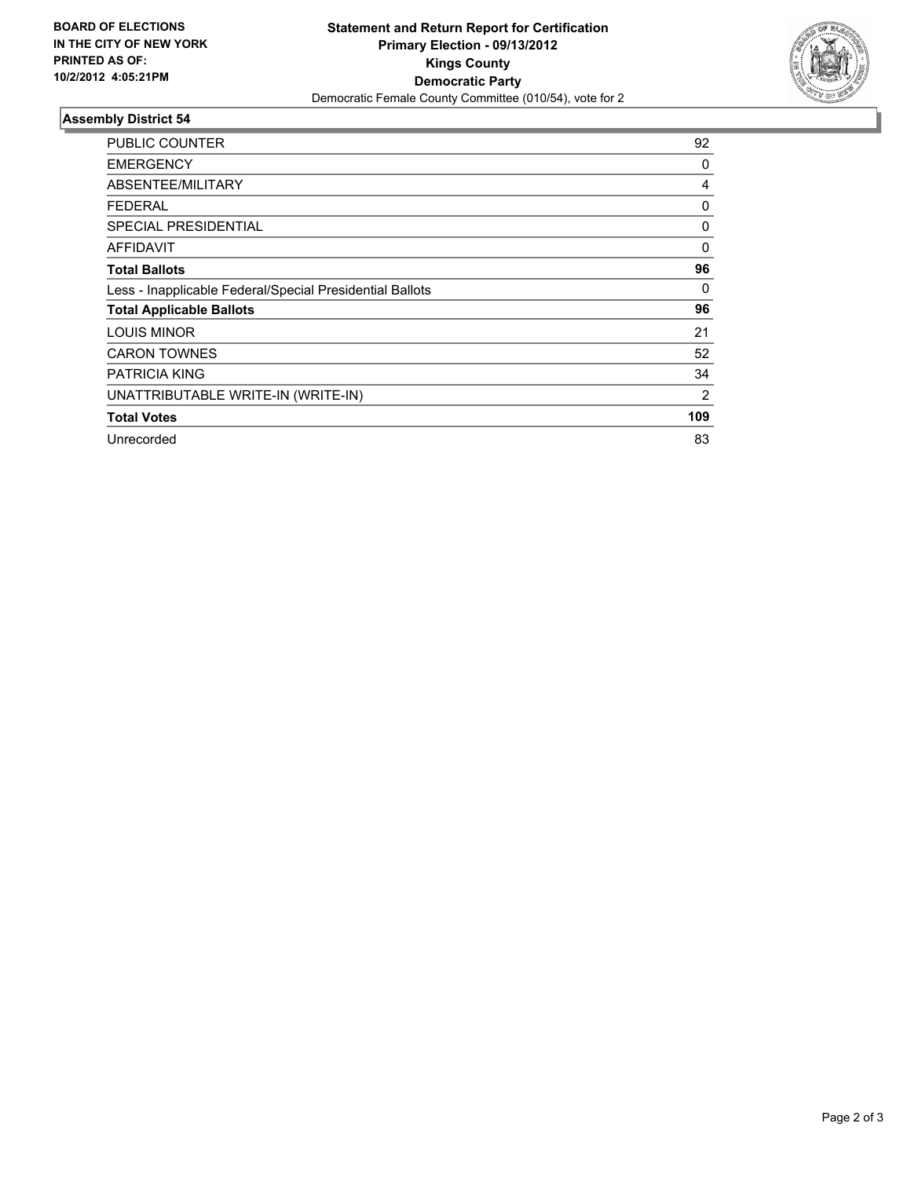**BOARD OF ELECTIONS IN THE CITY OF NEW YORK PRINTED AS OF: 10/2/2012 4:05:21PM**

**Statement and Return Report for Certification**
**Primary Election - 09/13/2012**
**Kings County**
**Democratic Party**
Democratic Female County Committee (010/54), vote for 2

### Assembly District 54

| | |
|---|---|
| PUBLIC COUNTER | 92 |
| EMERGENCY | 0 |
| ABSENTEE/MILITARY | 4 |
| FEDERAL | 0 |
| SPECIAL PRESIDENTIAL | 0 |
| AFFIDAVIT | 0 |
| **Total Ballots** | **96** |
| Less - Inapplicable Federal/Special Presidential Ballots | 0 |
| **Total Applicable Ballots** | **96** |
| LOUIS MINOR | 21 |
| CARON TOWNES | 52 |
| PATRICIA KING | 34 |
| UNATTRIBUTABLE WRITE-IN (WRITE-IN) | 2 |
| **Total Votes** | **109** |
| Unrecorded | 83 |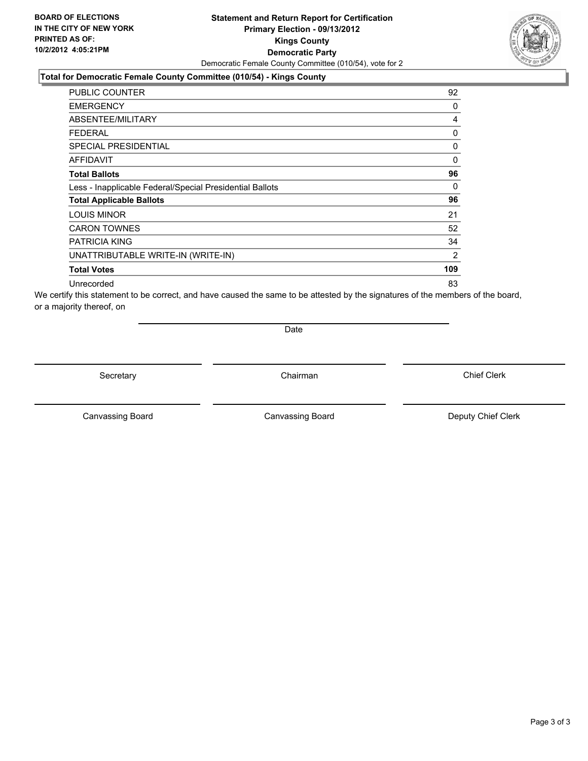**BOARD OF ELECTIONS IN THE CITY OF NEW YORK PRINTED AS OF: 10/2/2012 4:05:21PM**

**Statement and Return Report for Certification**
**Primary Election - 09/13/2012**
**Kings County**
**Democratic Party**
Democratic Female County Committee (010/54), vote for 2

### Total for Democratic Female County Committee (010/54) - Kings County

| | |
|---|---|
| PUBLIC COUNTER | 92 |
| EMERGENCY | 0 |
| ABSENTEE/MILITARY | 4 |
| FEDERAL | 0 |
| SPECIAL PRESIDENTIAL | 0 |
| AFFIDAVIT | 0 |
| **Total Ballots** | **96** |
| Less - Inapplicable Federal/Special Presidential Ballots | 0 |
| **Total Applicable Ballots** | **96** |
| LOUIS MINOR | 21 |
| CARON TOWNES | 52 |
| PATRICIA KING | 34 |
| UNATTRIBUTABLE WRITE-IN (WRITE-IN) | 2 |
| **Total Votes** | **109** |
| Unrecorded | 83 |

We certify this statement to be correct, and have caused the same to be attested by the signatures of the members of the board, or a majority thereof, on

Date

Secretary | Chairman | Chief Clerk

Canvassing Board | Canvassing Board | Deputy Chief Clerk